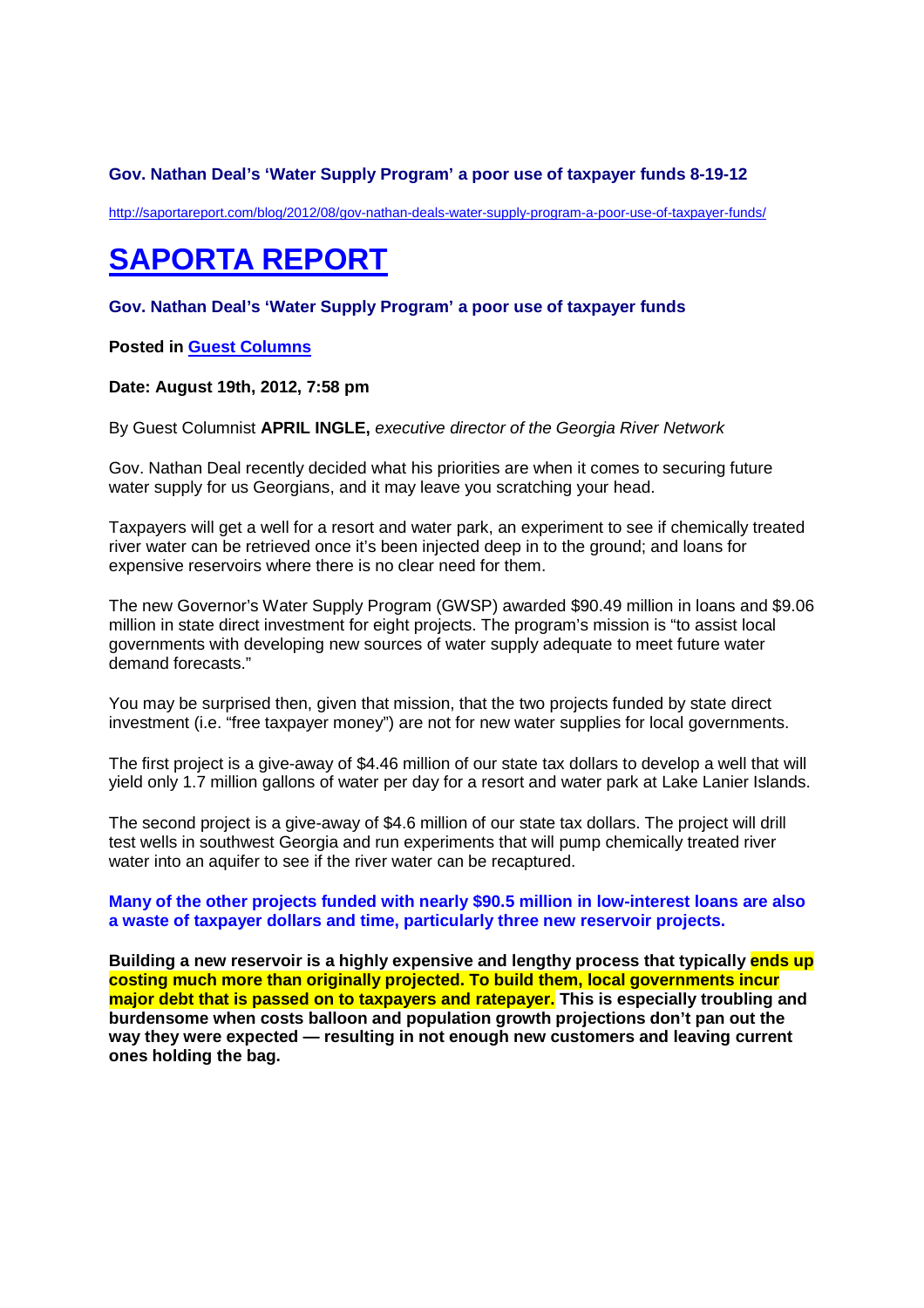**Gov. Nathan Deal's 'Water Supply Program' a poor use of taxpayer funds 8-19-12**

http://saportareport.com/blog/2012/08/gov-nathan-deals-water-supply-program-a-poor-use-of-taxpayer-funds/

# SAPORTA REPORT

**Gov. Nathan Deal's 'Water Supply Program' a poor use of taxpayer funds**

**Posted in Guest Columns**

**Date: August 19th, 2012, 7:58 pm**

By Guest Columnist **APRIL INGLE,** *executive director of the Georgia River Network*

Gov. Nathan Deal recently decided what his priorities are when it comes to securing future water supply for us Georgians, and it may leave you scratching your head.

Taxpayers will get a well for a resort and water park, an experiment to see if chemically treated river water can be retrieved once it's been injected deep in to the ground; and loans for expensive reservoirs where there is no clear need for them.

The new Governor's Water Supply Program (GWSP) awarded $90.49 million in loans and $9.06 million in state direct investment for eight projects. The program's mission is "to assist local governments with developing new sources of water supply adequate to meet future water demand forecasts."

You may be surprised then, given that mission, that the two projects funded by state direct investment (i.e. "free taxpayer money") are not for new water supplies for local governments.

The first project is a give-away of $4.46 million of our state tax dollars to develop a well that will yield only 1.7 million gallons of water per day for a resort and water park at Lake Lanier Islands.

The second project is a give-away of $4.6 million of our state tax dollars. The project will drill test wells in southwest Georgia and run experiments that will pump chemically treated river water into an aquifer to see if the river water can be recaptured.

**Many of the other projects funded with nearly $90.5 million in low-interest loans are also a waste of taxpayer dollars and time, particularly three new reservoir projects.**

**Building a new reservoir is a highly expensive and lengthy process that typically ends up costing much more than originally projected. To build them, local governments incur major debt that is passed on to taxpayers and ratepayer. This is especially troubling and burdensome when costs balloon and population growth projections don't pan out the way they were expected — resulting in not enough new customers and leaving current ones holding the bag.**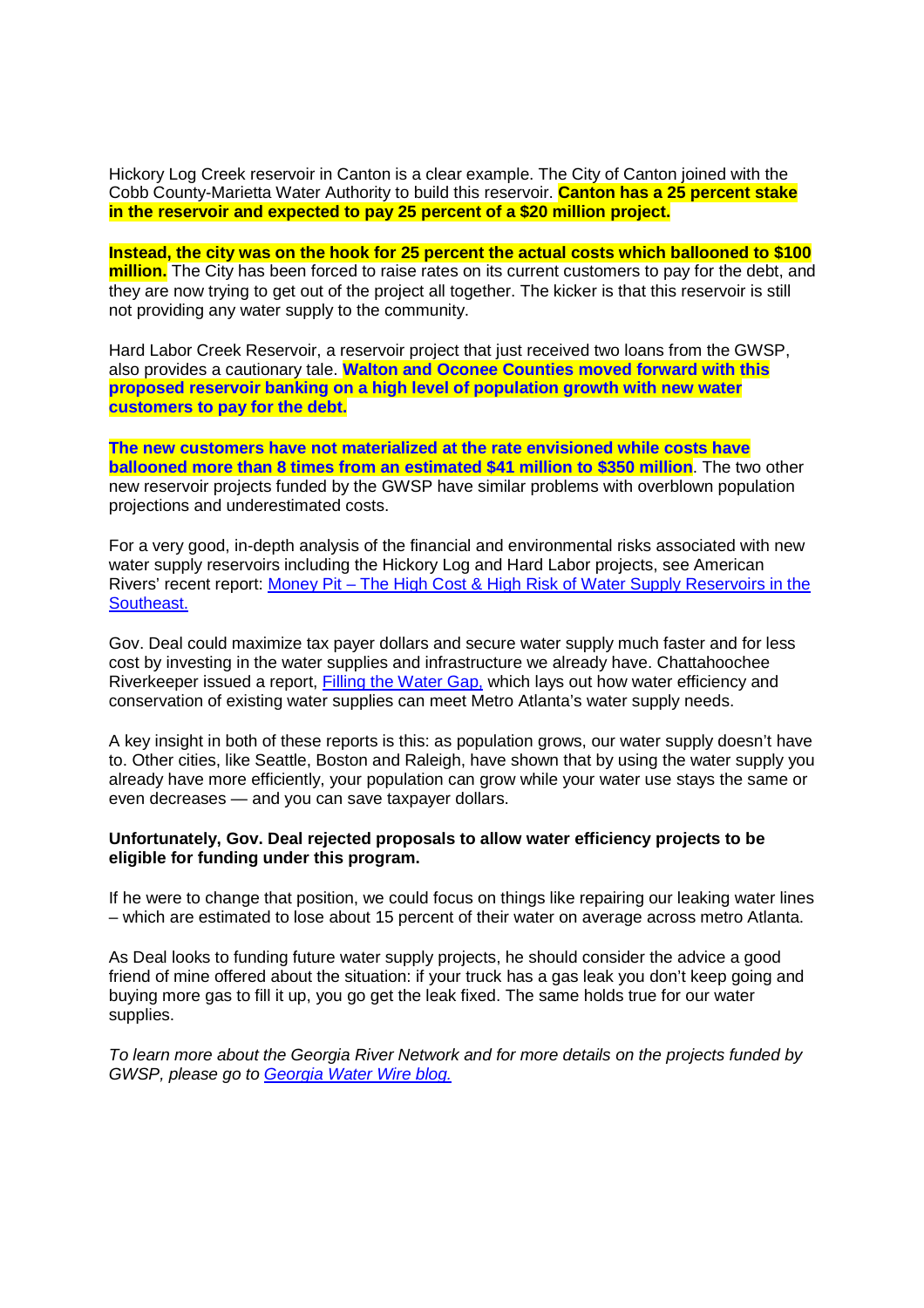Hickory Log Creek reservoir in Canton is a clear example. The City of Canton joined with the Cobb County-Marietta Water Authority to build this reservoir. **Canton has a 25 percent stake in the reservoir and expected to pay 25 percent of a $20 million project.**

**Instead, the city was on the hook for 25 percent the actual costs which ballooned to $100 million.** The City has been forced to raise rates on its current customers to pay for the debt, and they are now trying to get out of the project all together. The kicker is that this reservoir is still not providing any water supply to the community.

Hard Labor Creek Reservoir, a reservoir project that just received two loans from the GWSP, also provides a cautionary tale. **Walton and Oconee Counties moved forward with this proposed reservoir banking on a high level of population growth with new water customers to pay for the debt.**

**The new customers have not materialized at the rate envisioned while costs have ballooned more than 8 times from an estimated $41 million to $350 million**. The two other new reservoir projects funded by the GWSP have similar problems with overblown population projections and underestimated costs.

For a very good, in-depth analysis of the financial and environmental risks associated with new water supply reservoirs including the Hickory Log and Hard Labor projects, see American Rivers' recent report: Money Pit – The High Cost & High Risk of Water Supply Reservoirs in the Southeast.

Gov. Deal could maximize tax payer dollars and secure water supply much faster and for less cost by investing in the water supplies and infrastructure we already have. Chattahoochee Riverkeeper issued a report, Filling the Water Gap, which lays out how water efficiency and conservation of existing water supplies can meet Metro Atlanta's water supply needs.

A key insight in both of these reports is this: as population grows, our water supply doesn't have to. Other cities, like Seattle, Boston and Raleigh, have shown that by using the water supply you already have more efficiently, your population can grow while your water use stays the same or even decreases — and you can save taxpayer dollars.

**Unfortunately, Gov. Deal rejected proposals to allow water efficiency projects to be eligible for funding under this program.**

If he were to change that position, we could focus on things like repairing our leaking water lines – which are estimated to lose about 15 percent of their water on average across metro Atlanta.

As Deal looks to funding future water supply projects, he should consider the advice a good friend of mine offered about the situation: if your truck has a gas leak you don't keep going and buying more gas to fill it up, you go get the leak fixed. The same holds true for our water supplies.

*To learn more about the Georgia River Network and for more details on the projects funded by GWSP, please go to Georgia Water Wire blog.*